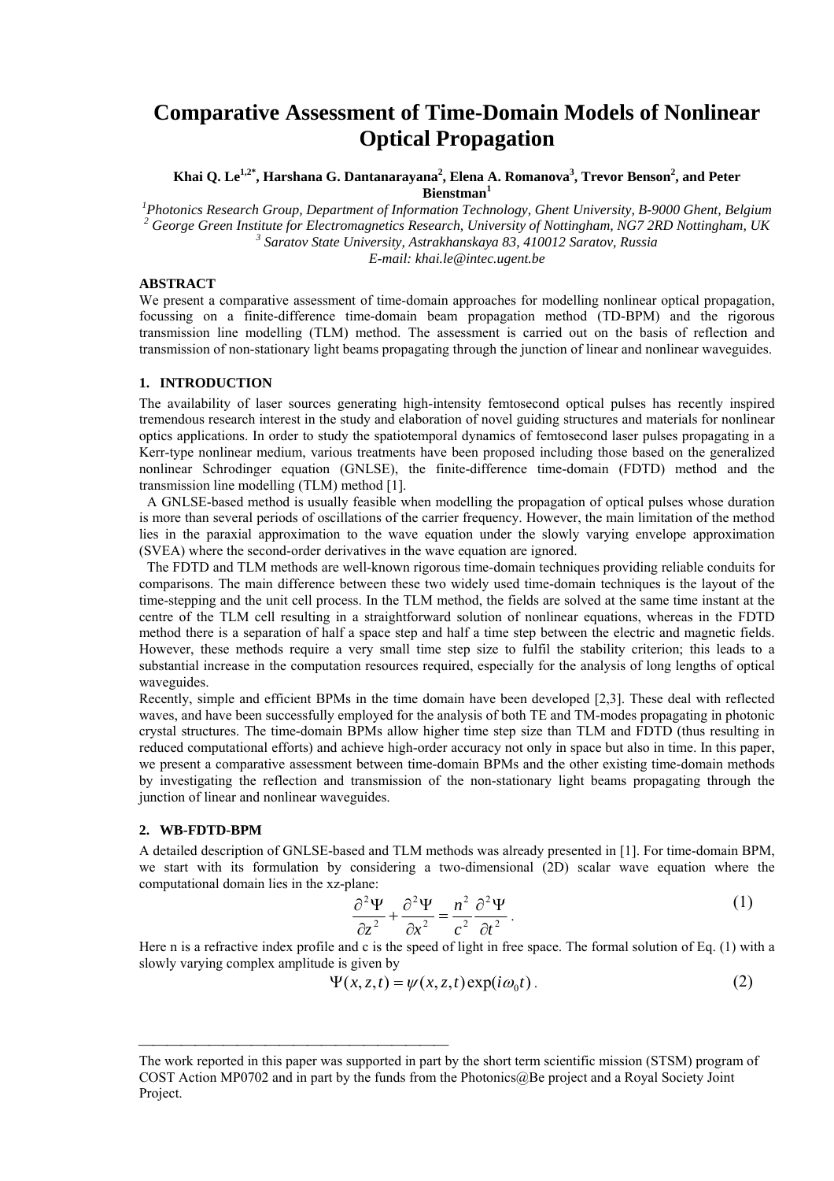# Comparative Assessment of Time-Domain Models of Nonlinear Optical Propagation

**Khai Q. Le[1,2*], Harshana G. Dantanarayana[2], Elena A. Romanova[3], Trevor Benson[2], and Peter Bienstman[1]**

*[1]Photonics Research Group, Department of Information Technology, Ghent University, B-9000 Ghent, Belgium*
*[2] George Green Institute for Electromagnetics Research, University of Nottingham, NG7 2RD Nottingham, UK*
*[3] Saratov State University, Astrakhanskaya 83, 410012 Saratov, Russia*
*E-mail: khai.le@intec.ugent.be*

### ABSTRACT

We present a comparative assessment of time-domain approaches for modelling nonlinear optical propagation, focussing on a finite-difference time-domain beam propagation method (TD-BPM) and the rigorous transmission line modelling (TLM) method. The assessment is carried out on the basis of reflection and transmission of non-stationary light beams propagating through the junction of linear and nonlinear waveguides.

### 1. INTRODUCTION

The availability of laser sources generating high-intensity femtosecond optical pulses has recently inspired tremendous research interest in the study and elaboration of novel guiding structures and materials for nonlinear optics applications. In order to study the spatiotemporal dynamics of femtosecond laser pulses propagating in a Kerr-type nonlinear medium, various treatments have been proposed including those based on the generalized nonlinear Schrodinger equation (GNLSE), the finite-difference time-domain (FDTD) method and the transmission line modelling (TLM) method [1].

A GNLSE-based method is usually feasible when modelling the propagation of optical pulses whose duration is more than several periods of oscillations of the carrier frequency. However, the main limitation of the method lies in the paraxial approximation to the wave equation under the slowly varying envelope approximation (SVEA) where the second-order derivatives in the wave equation are ignored.

The FDTD and TLM methods are well-known rigorous time-domain techniques providing reliable conduits for comparisons. The main difference between these two widely used time-domain techniques is the layout of the time-stepping and the unit cell process. In the TLM method, the fields are solved at the same time instant at the centre of the TLM cell resulting in a straightforward solution of nonlinear equations, whereas in the FDTD method there is a separation of half a space step and half a time step between the electric and magnetic fields. However, these methods require a very small time step size to fulfil the stability criterion; this leads to a substantial increase in the computation resources required, especially for the analysis of long lengths of optical waveguides.

Recently, simple and efficient BPMs in the time domain have been developed [2,3]. These deal with reflected waves, and have been successfully employed for the analysis of both TE and TM-modes propagating in photonic crystal structures. The time-domain BPMs allow higher time step size than TLM and FDTD (thus resulting in reduced computational efforts) and achieve high-order accuracy not only in space but also in time. In this paper, we present a comparative assessment between time-domain BPMs and the other existing time-domain methods by investigating the reflection and transmission of the non-stationary light beams propagating through the junction of linear and nonlinear waveguides.

### 2. WB-FDTD-BPM

A detailed description of GNLSE-based and TLM methods was already presented in [1]. For time-domain BPM, we start with its formulation by considering a two-dimensional (2D) scalar wave equation where the computational domain lies in the xz-plane:

$$\frac{\partial^2 \Psi}{\partial z^2} + \frac{\partial^2 \Psi}{\partial x^2} = \frac{n^2}{c^2}\frac{\partial^2 \Psi}{\partial t^2}\,. \tag{1}$$

Here n is a refractive index profile and c is the speed of light in free space. The formal solution of Eq. (1) with a slowly varying complex amplitude is given by

$$\Psi(x,z,t) = \psi(x,z,t)\exp(i\omega_0 t)\,. \tag{2}$$

---

The work reported in this paper was supported in part by the short term scientific mission (STSM) program of COST Action MP0702 and in part by the funds from the Photonics@Be project and a Royal Society Joint Project.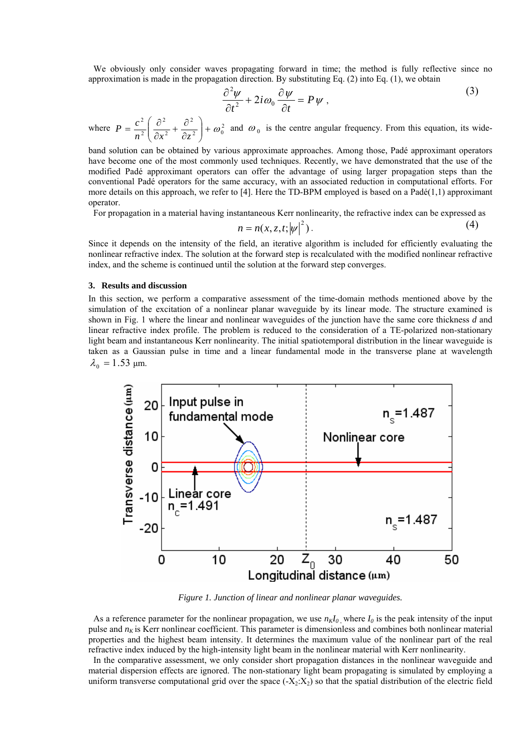We obviously only consider waves propagating forward in time; the method is fully reflective since no approximation is made in the propagation direction. By substituting Eq. (2) into Eq. (1), we obtain

$$\frac{\partial^2 \psi}{\partial t^2} + 2i\omega_0 \frac{\partial \psi}{\partial t} = P\psi \ , \tag{3}$$

where $P = \frac{c^2}{n^2}\left(\frac{\partial^2}{\partial x^2} + \frac{\partial^2}{\partial z^2}\right) + \omega_0^2$ and $\omega_0$ is the centre angular frequency. From this equation, its wide-band solution can be obtained by various approximate approaches. Among those, Padé approximant operators have become one of the most commonly used techniques. Recently, we have demonstrated that the use of the modified Padé approximant operators can offer the advantage of using larger propagation steps than the conventional Padé operators for the same accuracy, with an associated reduction in computational efforts. For more details on this approach, we refer to [4]. Here the TD-BPM employed is based on a Padé(1,1) approximant operator.

For propagation in a material having instantaneous Kerr nonlinearity, the refractive index can be expressed as

$$n = n(x, z, t; |\psi|^2). \tag{4}$$

Since it depends on the intensity of the field, an iterative algorithm is included for efficiently evaluating the nonlinear refractive index. The solution at the forward step is recalculated with the modified nonlinear refractive index, and the scheme is continued until the solution at the forward step converges.

## 3. Results and discussion

In this section, we perform a comparative assessment of the time-domain methods mentioned above by the simulation of the excitation of a nonlinear planar waveguide by its linear mode. The structure examined is shown in Fig. 1 where the linear and nonlinear waveguides of the junction have the same core thickness *d* and linear refractive index profile. The problem is reduced to the consideration of a TE-polarized non-stationary light beam and instantaneous Kerr nonlinearity. The initial spatiotemporal distribution in the linear waveguide is taken as a Gaussian pulse in time and a linear fundamental mode in the transverse plane at wavelength $\lambda_0 = 1.53$ μm.

*Figure 1. Junction of linear and nonlinear planar waveguides.*

As a reference parameter for the nonlinear propagation, we use $n_K I_0$, where $I_0$ is the peak intensity of the input pulse and $n_K$ is Kerr nonlinear coefficient. This parameter is dimensionless and combines both nonlinear material properties and the highest beam intensity. It determines the maximum value of the nonlinear part of the real refractive index induced by the high-intensity light beam in the nonlinear material with Kerr nonlinearity.

In the comparative assessment, we only consider short propagation distances in the nonlinear waveguide and material dispersion effects are ignored. The non-stationary light beam propagating is simulated by employing a uniform transverse computational grid over the space ($-X_2$:$X_2$) so that the spatial distribution of the electric field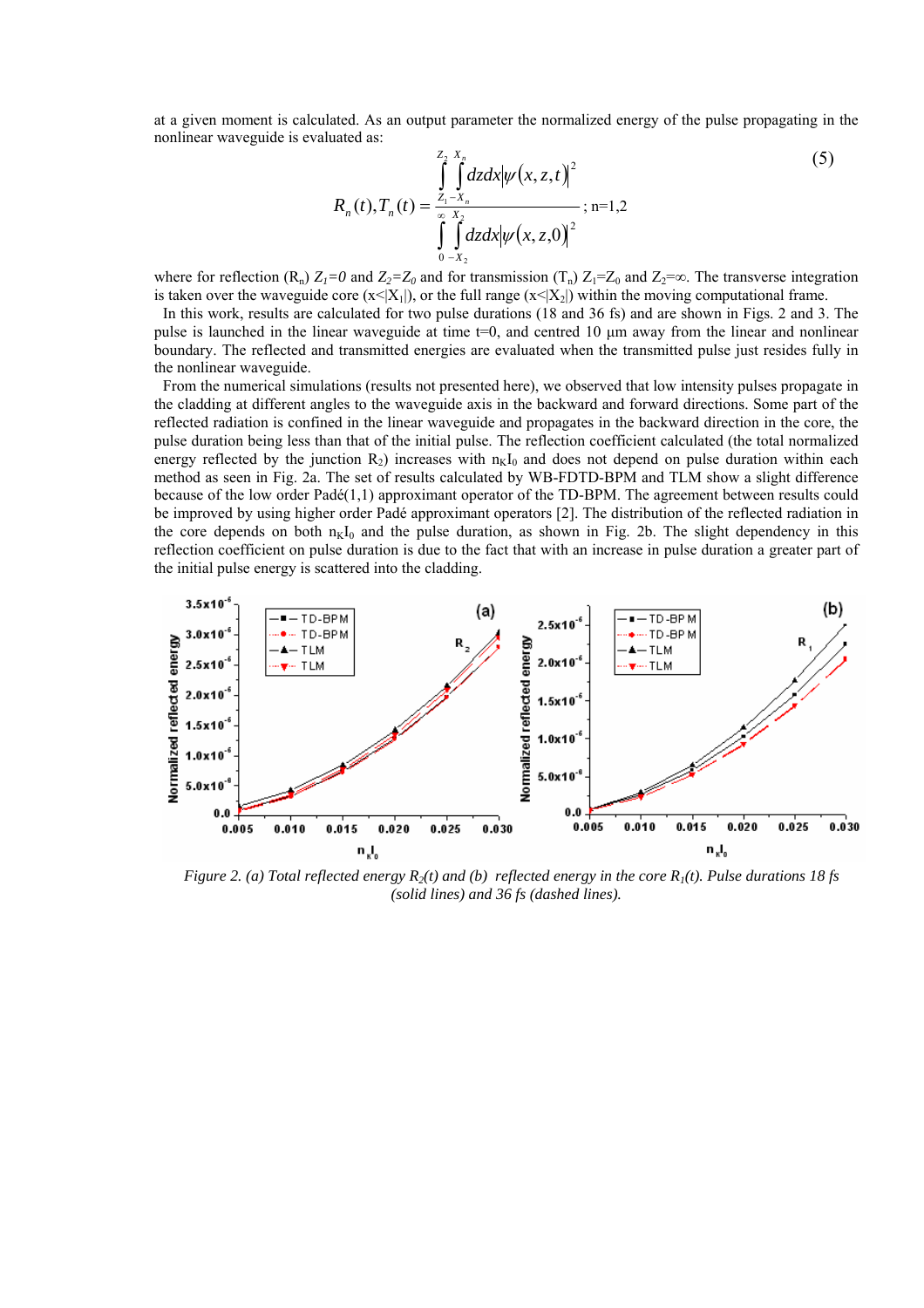at a given moment is calculated. As an output parameter the normalized energy of the pulse propagating in the nonlinear waveguide is evaluated as:

$$R_n(t), T_n(t) = \frac{\int_{Z_1}^{Z_2} \int_{-X_n}^{X_n} dz dx \left|\psi(x,z,t)\right|^2}{\int_{0}^{\infty} \int_{-X_2}^{X_2} dz dx \left|\psi(x,z,0)\right|^2}; \text{ n=1,2} \tag{5}$$

where for reflection ($R_n$) $Z_1=0$ and $Z_2=Z_0$ and for transmission ($T_n$) $Z_1=Z_0$ and $Z_2=\infty$. The transverse integration is taken over the waveguide core ($x<|X_1|$), or the full range ($x<|X_2|$) within the moving computational frame.

In this work, results are calculated for two pulse durations (18 and 36 fs) and are shown in Figs. 2 and 3. The pulse is launched in the linear waveguide at time t=0, and centred 10 µm away from the linear and nonlinear boundary. The reflected and transmitted energies are evaluated when the transmitted pulse just resides fully in the nonlinear waveguide.

From the numerical simulations (results not presented here), we observed that low intensity pulses propagate in the cladding at different angles to the waveguide axis in the backward and forward directions. Some part of the reflected radiation is confined in the linear waveguide and propagates in the backward direction in the core, the pulse duration being less than that of the initial pulse. The reflection coefficient calculated (the total normalized energy reflected by the junction $R_2$) increases with $n_K I_0$ and does not depend on pulse duration within each method as seen in Fig. 2a. The set of results calculated by WB-FDTD-BPM and TLM show a slight difference because of the low order Padé(1,1) approximant operator of the TD-BPM. The agreement between results could be improved by using higher order Padé approximant operators [2]. The distribution of the reflected radiation in the core depends on both $n_K I_0$ and the pulse duration, as shown in Fig. 2b. The slight dependency in this reflection coefficient on pulse duration is due to the fact that with an increase in pulse duration a greater part of the initial pulse energy is scattered into the cladding.

*Figure 2. (a) Total reflected energy $R_2(t)$ and (b) reflected energy in the core $R_1(t)$. Pulse durations 18 fs (solid lines) and 36 fs (dashed lines).*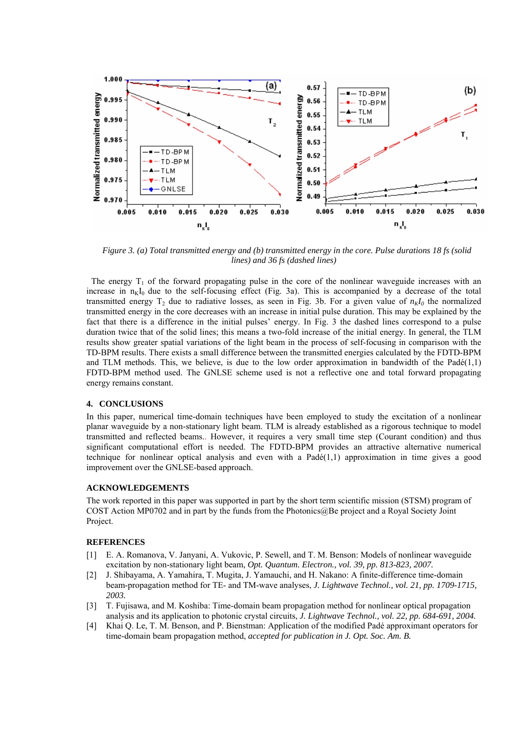(a)

1.000
0.995
0.990
0.985
0.980
0.975
0.970

Normalized transmitted energy

0.005 0.010 0.015 0.020 0.025 0.030

$n_K I_0$

$T_2$

TD-BPM
TD-BPM
TLM
TLM
GNLSE

(b)

0.57
0.56
0.55
0.54
0.53
0.52
0.51
0.50
0.49

Normalized transmitted energy

0.005 0.010 0.015 0.020 0.025 0.030

$n_K I_0$

$T_1$

TD-BPM
TD-BPM
TLM
TLM

*Figure 3. (a) Total transmitted energy and (b) transmitted energy in the core. Pulse durations 18 fs (solid lines) and 36 fs (dashed lines)*

The energy $T_1$ of the forward propagating pulse in the core of the nonlinear waveguide increases with an increase in $n_K I_0$ due to the self-focusing effect (Fig. 3a). This is accompanied by a decrease of the total transmitted energy $T_2$ due to radiative losses, as seen in Fig. 3b. For a given value of $n_K I_0$ the normalized transmitted energy in the core decreases with an increase in initial pulse duration. This may be explained by the fact that there is a difference in the initial pulses' energy. In Fig. 3 the dashed lines correspond to a pulse duration twice that of the solid lines; this means a two-fold increase of the initial energy. In general, the TLM results show greater spatial variations of the light beam in the process of self-focusing in comparison with the TD-BPM results. There exists a small difference between the transmitted energies calculated by the FDTD-BPM and TLM methods. This, we believe, is due to the low order approximation in bandwidth of the Padé(1,1) FDTD-BPM method used. The GNLSE scheme used is not a reflective one and total forward propagating energy remains constant.

## 4. CONCLUSIONS

In this paper, numerical time-domain techniques have been employed to study the excitation of a nonlinear planar waveguide by a non-stationary light beam. TLM is already established as a rigorous technique to model transmitted and reflected beams.. However, it requires a very small time step (Courant condition) and thus significant computational effort is needed. The FDTD-BPM provides an attractive alternative numerical technique for nonlinear optical analysis and even with a Padé(1,1) approximation in time gives a good improvement over the GNLSE-based approach.

## ACKNOWLEDGEMENTS

The work reported in this paper was supported in part by the short term scientific mission (STSM) program of COST Action MP0702 and in part by the funds from the Photonics@Be project and a Royal Society Joint Project.

## REFERENCES

[1] E. A. Romanova, V. Janyani, A. Vukovic, P. Sewell, and T. M. Benson: Models of nonlinear waveguide excitation by non-stationary light beam, *Opt. Quantum. Electron., vol. 39, pp. 813-823, 2007.*

[2] J. Shibayama, A. Yamahira, T. Mugita, J. Yamauchi, and H. Nakano: A finite-difference time-domain beam-propagation method for TE- and TM-wave analyses, *J. Lightwave Technol., vol. 21, pp. 1709-1715, 2003.*

[3] T. Fujisawa, and M. Koshiba: Time-domain beam propagation method for nonlinear optical propagation analysis and its application to photonic crystal circuits, *J. Lightwave Technol., vol. 22, pp. 684-691, 2004.*

[4] Khai Q. Le, T. M. Benson, and P. Bienstman: Application of the modified Padé approximant operators for time-domain beam propagation method, *accepted for publication in J. Opt. Soc. Am. B.*